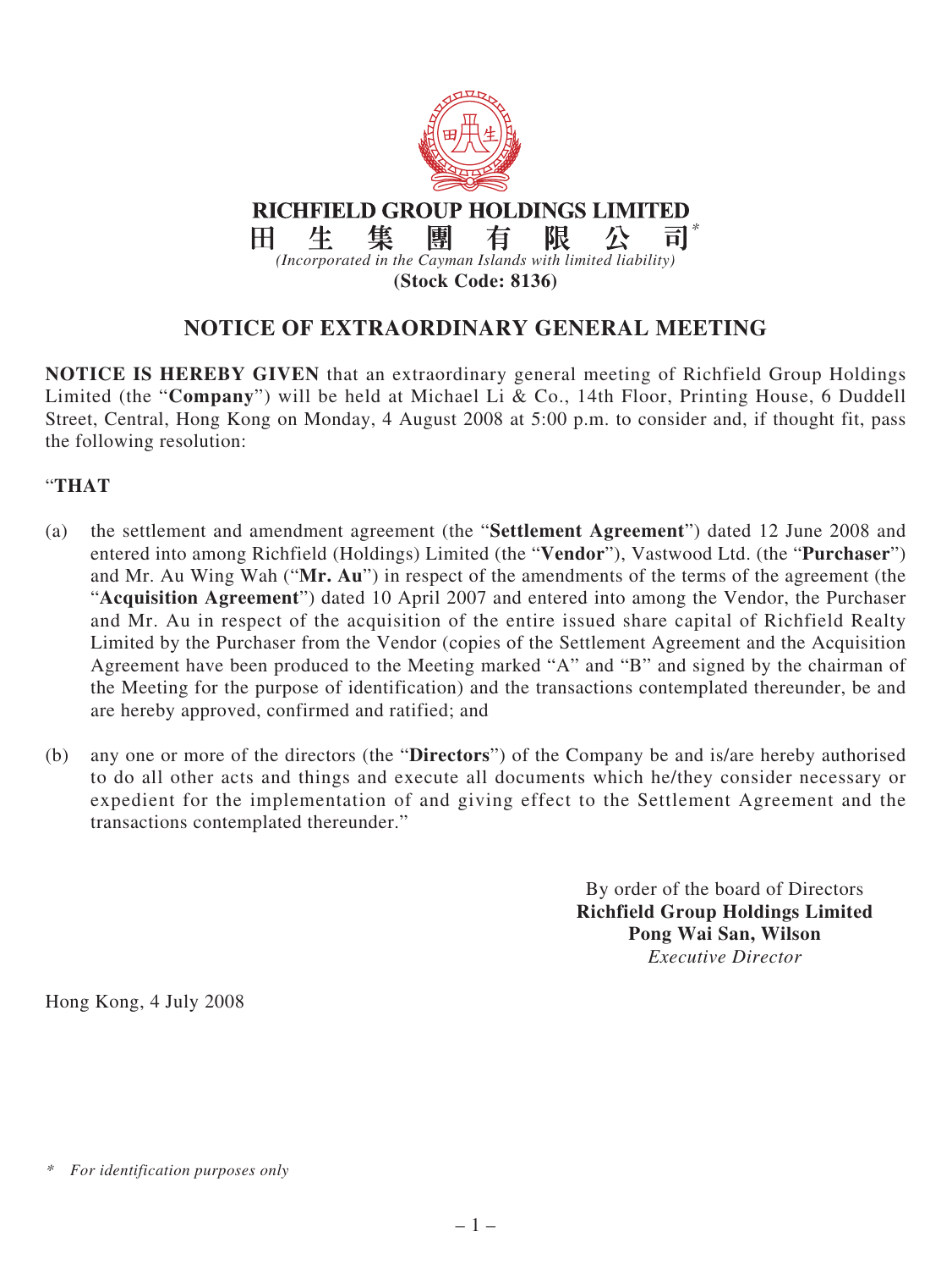**RICHFIELD GROUP HOLDINGS LIMITED**

**田 生 集 團 有 限 公 司***

*(Incorporated in the Cayman Islands with limited liability)*

**(Stock Code: 8136)**

# NOTICE OF EXTRAORDINARY GENERAL MEETING

**NOTICE IS HEREBY GIVEN** that an extraordinary general meeting of Richfield Group Holdings Limited (the "**Company**") will be held at Michael Li & Co., 14th Floor, Printing House, 6 Duddell Street, Central, Hong Kong on Monday, 4 August 2008 at 5:00 p.m. to consider and, if thought fit, pass the following resolution:

"**THAT**

(a) the settlement and amendment agreement (the "**Settlement Agreement**") dated 12 June 2008 and entered into among Richfield (Holdings) Limited (the "**Vendor**"), Vastwood Ltd. (the "**Purchaser**") and Mr. Au Wing Wah ("**Mr. Au**") in respect of the amendments of the terms of the agreement (the "**Acquisition Agreement**") dated 10 April 2007 and entered into among the Vendor, the Purchaser and Mr. Au in respect of the acquisition of the entire issued share capital of Richfield Realty Limited by the Purchaser from the Vendor (copies of the Settlement Agreement and the Acquisition Agreement have been produced to the Meeting marked "A" and "B" and signed by the chairman of the Meeting for the purpose of identification) and the transactions contemplated thereunder, be and are hereby approved, confirmed and ratified; and

(b) any one or more of the directors (the "**Directors**") of the Company be and is/are hereby authorised to do all other acts and things and execute all documents which he/they consider necessary or expedient for the implementation of and giving effect to the Settlement Agreement and the transactions contemplated thereunder."

By order of the board of Directors
**Richfield Group Holdings Limited**
**Pong Wai San, Wilson**
*Executive Director*

Hong Kong, 4 July 2008

\* *For identification purposes only*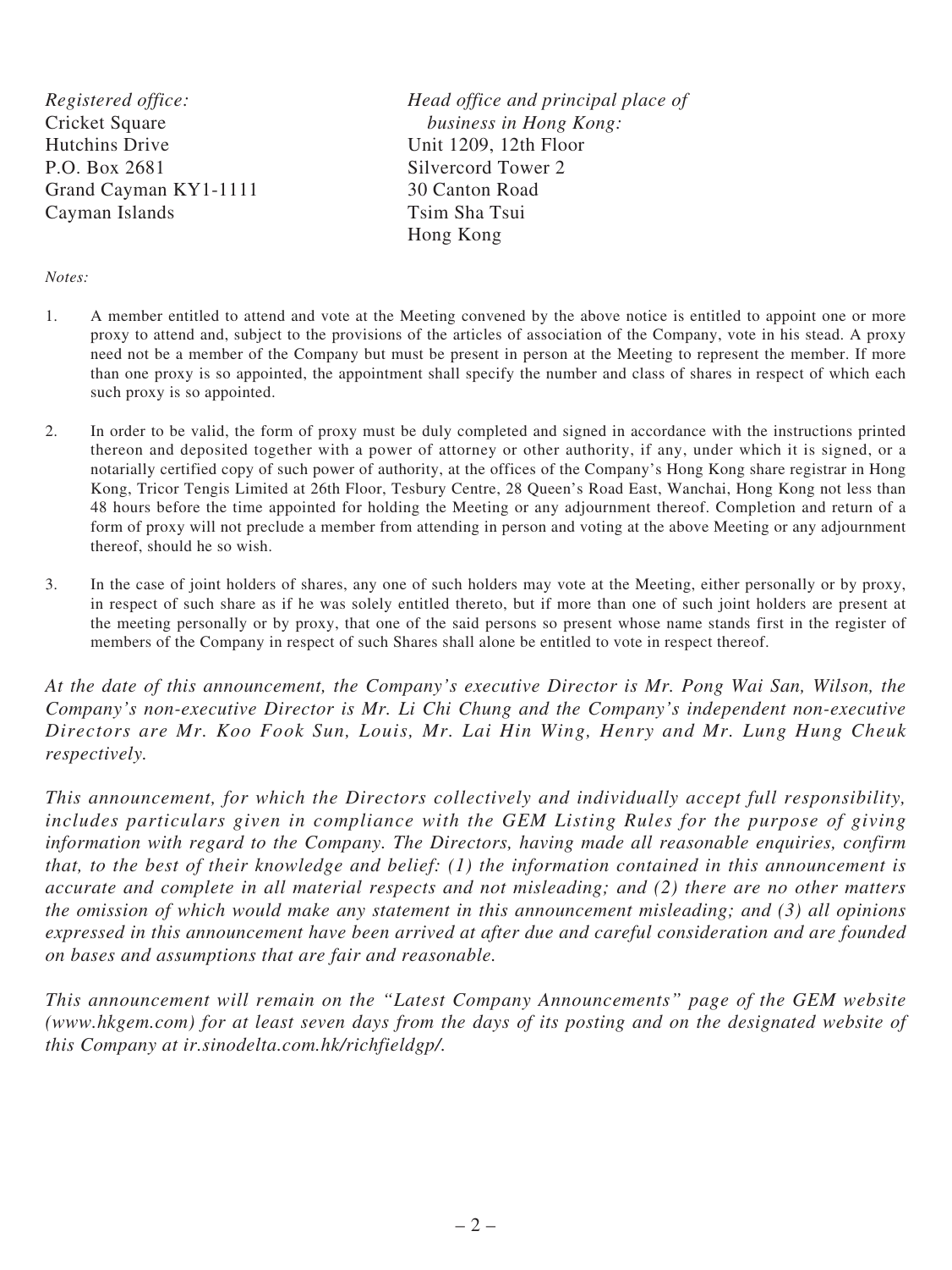*Registered office:*
Cricket Square
Hutchins Drive
P.O. Box 2681
Grand Cayman KY1-1111
Cayman Islands

*Head office and principal place of business in Hong Kong:*
Unit 1209, 12th Floor
Silvercord Tower 2
30 Canton Road
Tsim Sha Tsui
Hong Kong

*Notes:*

1. A member entitled to attend and vote at the Meeting convened by the above notice is entitled to appoint one or more proxy to attend and, subject to the provisions of the articles of association of the Company, vote in his stead. A proxy need not be a member of the Company but must be present in person at the Meeting to represent the member. If more than one proxy is so appointed, the appointment shall specify the number and class of shares in respect of which each such proxy is so appointed.

2. In order to be valid, the form of proxy must be duly completed and signed in accordance with the instructions printed thereon and deposited together with a power of attorney or other authority, if any, under which it is signed, or a notarially certified copy of such power of authority, at the offices of the Company's Hong Kong share registrar in Hong Kong, Tricor Tengis Limited at 26th Floor, Tesbury Centre, 28 Queen's Road East, Wanchai, Hong Kong not less than 48 hours before the time appointed for holding the Meeting or any adjournment thereof. Completion and return of a form of proxy will not preclude a member from attending in person and voting at the above Meeting or any adjournment thereof, should he so wish.

3. In the case of joint holders of shares, any one of such holders may vote at the Meeting, either personally or by proxy, in respect of such share as if he was solely entitled thereto, but if more than one of such joint holders are present at the meeting personally or by proxy, that one of the said persons so present whose name stands first in the register of members of the Company in respect of such Shares shall alone be entitled to vote in respect thereof.

*At the date of this announcement, the Company's executive Director is Mr. Pong Wai San, Wilson, the Company's non-executive Director is Mr. Li Chi Chung and the Company's independent non-executive Directors are Mr. Koo Fook Sun, Louis, Mr. Lai Hin Wing, Henry and Mr. Lung Hung Cheuk respectively.*

*This announcement, for which the Directors collectively and individually accept full responsibility, includes particulars given in compliance with the GEM Listing Rules for the purpose of giving information with regard to the Company. The Directors, having made all reasonable enquiries, confirm that, to the best of their knowledge and belief: (1) the information contained in this announcement is accurate and complete in all material respects and not misleading; and (2) there are no other matters the omission of which would make any statement in this announcement misleading; and (3) all opinions expressed in this announcement have been arrived at after due and careful consideration and are founded on bases and assumptions that are fair and reasonable.*

*This announcement will remain on the "Latest Company Announcements" page of the GEM website (www.hkgem.com) for at least seven days from the days of its posting and on the designated website of this Company at ir.sinodelta.com.hk/richfieldgp/.*